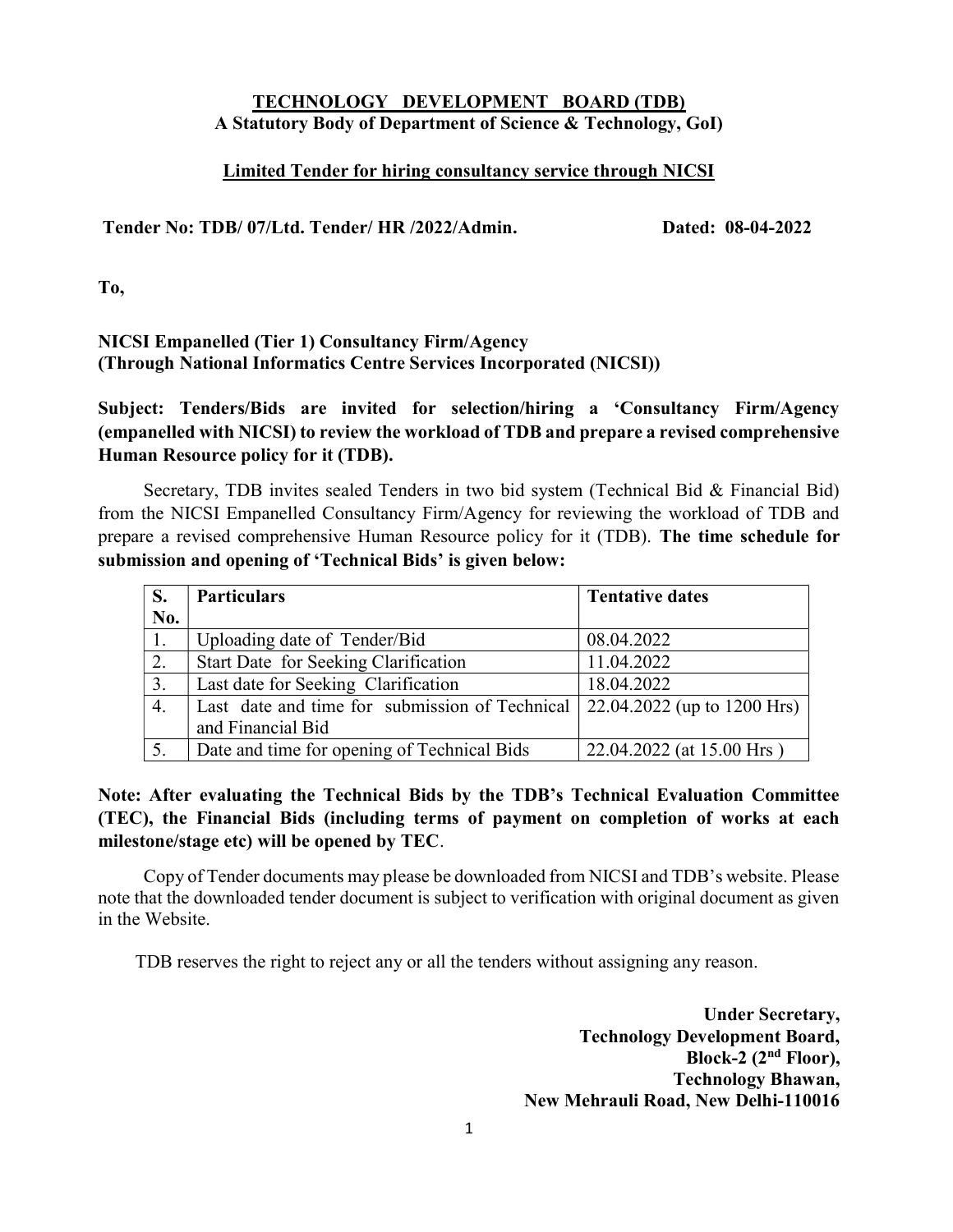# TECHNOLOGY DEVELOPMENT BOARD (TDB)

**A Statutory Body of Department of Science & Technology, GoI)**

**Limited Tender for hiring consultancy service through NICSI**

**Tender No: TDB/ 07/Ltd. Tender/ HR /2022/Admin.** **Dated: 08-04-2022**

**To,**

**NICSI Empanelled (Tier 1) Consultancy Firm/Agency**
**(Through National Informatics Centre Services Incorporated (NICSI))**

**Subject: Tenders/Bids are invited for selection/hiring a 'Consultancy Firm/Agency (empanelled with NICSI) to review the workload of TDB and prepare a revised comprehensive Human Resource policy for it (TDB).**

Secretary, TDB invites sealed Tenders in two bid system (Technical Bid & Financial Bid) from the NICSI Empanelled Consultancy Firm/Agency for reviewing the workload of TDB and prepare a revised comprehensive Human Resource policy for it (TDB). **The time schedule for submission and opening of 'Technical Bids' is given below:**

| S. No. | Particulars | Tentative dates |
|---|---|---|
| 1. | Uploading date of Tender/Bid | 08.04.2022 |
| 2. | Start Date for Seeking Clarification | 11.04.2022 |
| 3. | Last date for Seeking Clarification | 18.04.2022 |
| 4. | Last date and time for submission of Technical and Financial Bid | 22.04.2022 (up to 1200 Hrs) |
| 5. | Date and time for opening of Technical Bids | 22.04.2022 (at 15.00 Hrs ) |

**Note: After evaluating the Technical Bids by the TDB's Technical Evaluation Committee (TEC), the Financial Bids (including terms of payment on completion of works at each milestone/stage etc) will be opened by TEC**.

Copy of Tender documents may please be downloaded from NICSI and TDB's website. Please note that the downloaded tender document is subject to verification with original document as given in the Website.

TDB reserves the right to reject any or all the tenders without assigning any reason.

**Under Secretary,**
**Technology Development Board,**
**Block-2 (2nd Floor),**
**Technology Bhawan,**
**New Mehrauli Road, New Delhi-110016**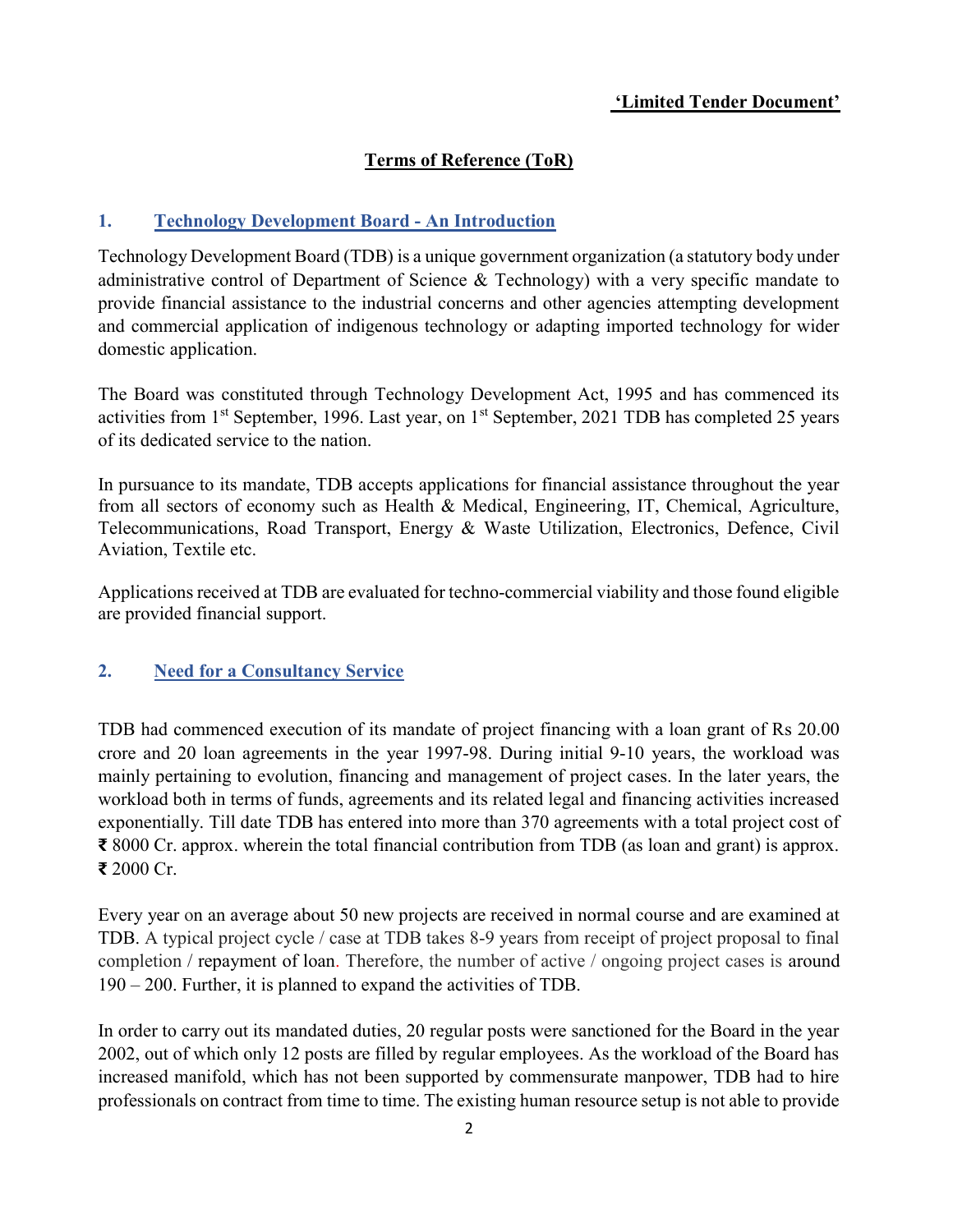**'Limited Tender Document'**

## Terms of Reference (ToR)

### 1. Technology Development Board - An Introduction

Technology Development Board (TDB) is a unique government organization (a statutory body under administrative control of Department of Science & Technology) with a very specific mandate to provide financial assistance to the industrial concerns and other agencies attempting development and commercial application of indigenous technology or adapting imported technology for wider domestic application.

The Board was constituted through Technology Development Act, 1995 and has commenced its activities from 1st September, 1996. Last year, on 1st September, 2021 TDB has completed 25 years of its dedicated service to the nation.

In pursuance to its mandate, TDB accepts applications for financial assistance throughout the year from all sectors of economy such as Health & Medical, Engineering, IT, Chemical, Agriculture, Telecommunications, Road Transport, Energy & Waste Utilization, Electronics, Defence, Civil Aviation, Textile etc.

Applications received at TDB are evaluated for techno-commercial viability and those found eligible are provided financial support.

### 2. Need for a Consultancy Service

TDB had commenced execution of its mandate of project financing with a loan grant of Rs 20.00 crore and 20 loan agreements in the year 1997-98. During initial 9-10 years, the workload was mainly pertaining to evolution, financing and management of project cases. In the later years, the workload both in terms of funds, agreements and its related legal and financing activities increased exponentially. Till date TDB has entered into more than 370 agreements with a total project cost of ₹ 8000 Cr. approx. wherein the total financial contribution from TDB (as loan and grant) is approx. ₹ 2000 Cr.

Every year on an average about 50 new projects are received in normal course and are examined at TDB. A typical project cycle / case at TDB takes 8-9 years from receipt of project proposal to final completion / repayment of loan. Therefore, the number of active / ongoing project cases is around 190 – 200. Further, it is planned to expand the activities of TDB.

In order to carry out its mandated duties, 20 regular posts were sanctioned for the Board in the year 2002, out of which only 12 posts are filled by regular employees. As the workload of the Board has increased manifold, which has not been supported by commensurate manpower, TDB had to hire professionals on contract from time to time. The existing human resource setup is not able to provide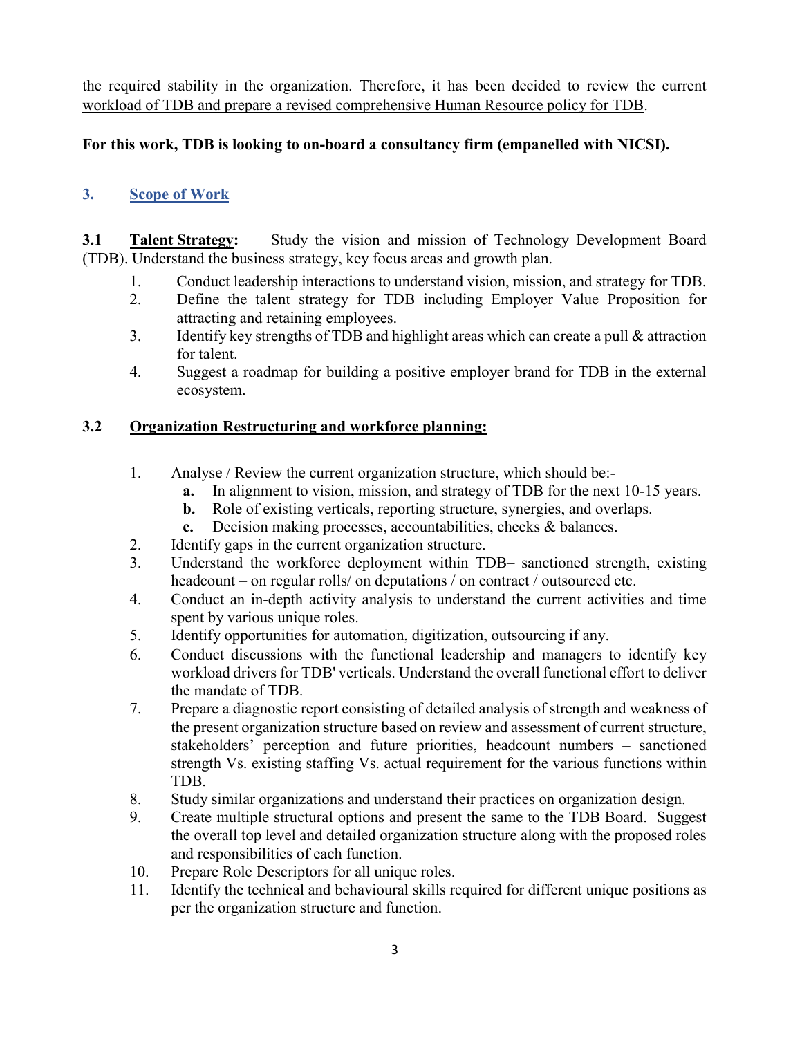the required stability in the organization. <u>Therefore, it has been decided to review the current workload of TDB and prepare a revised comprehensive Human Resource policy for TDB</u>.

**For this work, TDB is looking to on-board a consultancy firm (empanelled with NICSI).**

## 3. <u>Scope of Work</u>

**3.1 <u>Talent Strategy</u>:** Study the vision and mission of Technology Development Board (TDB). Understand the business strategy, key focus areas and growth plan.

1. Conduct leadership interactions to understand vision, mission, and strategy for TDB.
2. Define the talent strategy for TDB including Employer Value Proposition for attracting and retaining employees.
3. Identify key strengths of TDB and highlight areas which can create a pull & attraction for talent.
4. Suggest a roadmap for building a positive employer brand for TDB in the external ecosystem.

### 3.2 <u>Organization Restructuring and workforce planning:</u>

1. Analyse / Review the current organization structure, which should be:-
   - **a.** In alignment to vision, mission, and strategy of TDB for the next 10-15 years.
   - **b.** Role of existing verticals, reporting structure, synergies, and overlaps.
   - **c.** Decision making processes, accountabilities, checks & balances.
2. Identify gaps in the current organization structure.
3. Understand the workforce deployment within TDB– sanctioned strength, existing headcount – on regular rolls/ on deputations / on contract / outsourced etc.
4. Conduct an in-depth activity analysis to understand the current activities and time spent by various unique roles.
5. Identify opportunities for automation, digitization, outsourcing if any.
6. Conduct discussions with the functional leadership and managers to identify key workload drivers for TDB' verticals. Understand the overall functional effort to deliver the mandate of TDB.
7. Prepare a diagnostic report consisting of detailed analysis of strength and weakness of the present organization structure based on review and assessment of current structure, stakeholders' perception and future priorities, headcount numbers – sanctioned strength Vs. existing staffing Vs. actual requirement for the various functions within TDB.
8. Study similar organizations and understand their practices on organization design.
9. Create multiple structural options and present the same to the TDB Board. Suggest the overall top level and detailed organization structure along with the proposed roles and responsibilities of each function.
10. Prepare Role Descriptors for all unique roles.
11. Identify the technical and behavioural skills required for different unique positions as per the organization structure and function.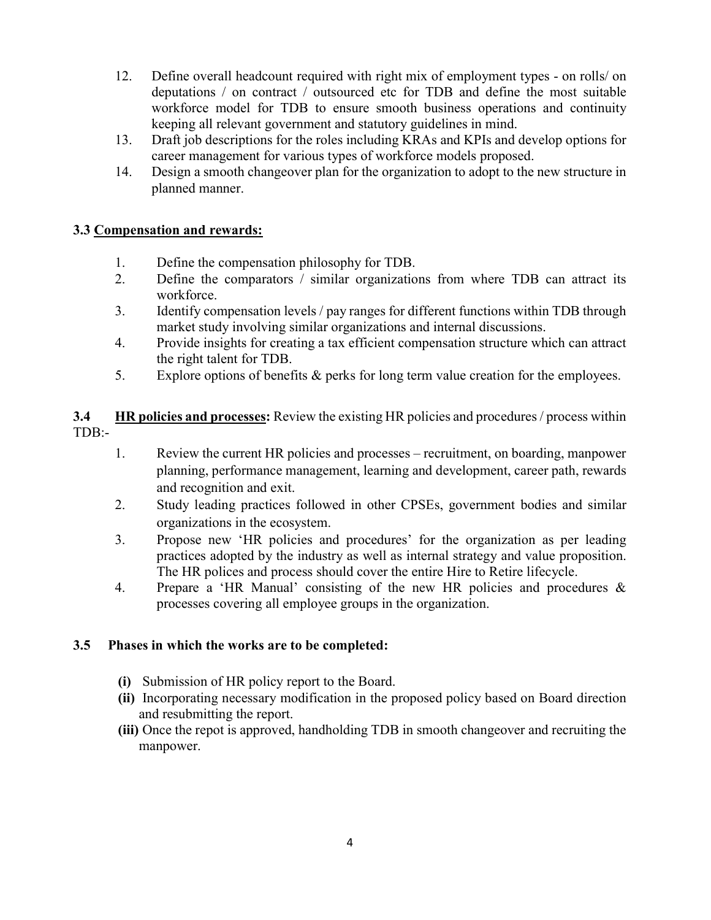12. Define overall headcount required with right mix of employment types - on rolls/ on deputations / on contract / outsourced etc for TDB and define the most suitable workforce model for TDB to ensure smooth business operations and continuity keeping all relevant government and statutory guidelines in mind.
13. Draft job descriptions for the roles including KRAs and KPIs and develop options for career management for various types of workforce models proposed.
14. Design a smooth changeover plan for the organization to adopt to the new structure in planned manner.

**3.3 <u>Compensation and rewards:</u>**

1. Define the compensation philosophy for TDB.
2. Define the comparators / similar organizations from where TDB can attract its workforce.
3. Identify compensation levels / pay ranges for different functions within TDB through market study involving similar organizations and internal discussions.
4. Provide insights for creating a tax efficient compensation structure which can attract the right talent for TDB.
5. Explore options of benefits & perks for long term value creation for the employees.

**3.4 <u>HR policies and processes</u>:** Review the existing HR policies and procedures / process within TDB:-

1. Review the current HR policies and processes – recruitment, on boarding, manpower planning, performance management, learning and development, career path, rewards and recognition and exit.
2. Study leading practices followed in other CPSEs, government bodies and similar organizations in the ecosystem.
3. Propose new 'HR policies and procedures' for the organization as per leading practices adopted by the industry as well as internal strategy and value proposition. The HR polices and process should cover the entire Hire to Retire lifecycle.
4. Prepare a 'HR Manual' consisting of the new HR policies and procedures & processes covering all employee groups in the organization.

**3.5 Phases in which the works are to be completed:**

**(i)** Submission of HR policy report to the Board.

**(ii)** Incorporating necessary modification in the proposed policy based on Board direction and resubmitting the report.

**(iii)** Once the repot is approved, handholding TDB in smooth changeover and recruiting the manpower.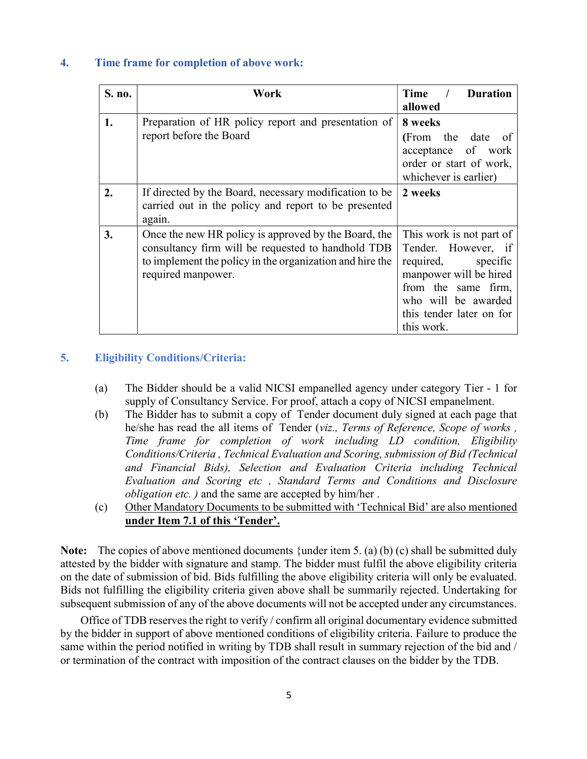## 4. Time frame for completion of above work:

| S. no. | Work | Time / Duration allowed |
|---|---|---|
| 1. | Preparation of HR policy report and presentation of report before the Board | **8 weeks** (From the date of acceptance of work order or start of work, whichever is earlier) |
| 2. | If directed by the Board, necessary modification to be carried out in the policy and report to be presented again. | **2 weeks** |
| 3. | Once the new HR policy is approved by the Board, the consultancy firm will be requested to handhold TDB to implement the policy in the organization and hire the required manpower. | This work is not part of Tender. However, if required, specific manpower will be hired from the same firm, who will be awarded this tender later on for this work. |

## 5. Eligibility Conditions/Criteria:

(a) The Bidder should be a valid NICSI empanelled agency under category Tier - 1 for supply of Consultancy Service. For proof, attach a copy of NICSI empanelment.

(b) The Bidder has to submit a copy of Tender document duly signed at each page that he/she has read the all items of Tender (*viz., Terms of Reference, Scope of works , Time frame for completion of work including LD condition, Eligibility Conditions/Criteria , Technical Evaluation and Scoring, submission of Bid (Technical and Financial Bids), Selection and Evaluation Criteria including Technical Evaluation and Scoring etc , Standard Terms and Conditions and Disclosure obligation etc. )* and the same are accepted by him/her .

(c) Other Mandatory Documents to be submitted with 'Technical Bid' are also mentioned **under Item 7.1 of this 'Tender'.**

**Note:** The copies of above mentioned documents {under item 5. (a) (b) (c) shall be submitted duly attested by the bidder with signature and stamp. The bidder must fulfil the above eligibility criteria on the date of submission of bid. Bids fulfilling the above eligibility criteria will only be evaluated. Bids not fulfilling the eligibility criteria given above shall be summarily rejected. Undertaking for subsequent submission of any of the above documents will not be accepted under any circumstances.

Office of TDB reserves the right to verify / confirm all original documentary evidence submitted by the bidder in support of above mentioned conditions of eligibility criteria. Failure to produce the same within the period notified in writing by TDB shall result in summary rejection of the bid and / or termination of the contract with imposition of the contract clauses on the bidder by the TDB.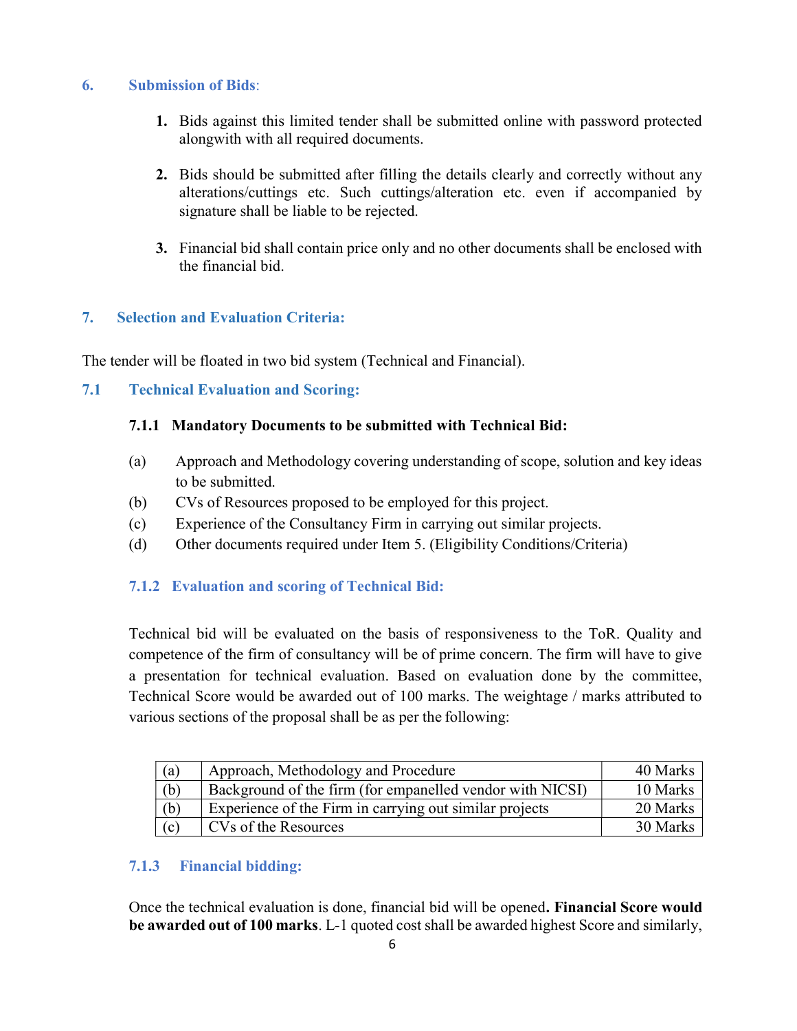## 6. Submission of Bids:

1. Bids against this limited tender shall be submitted online with password protected alongwith with all required documents.

2. Bids should be submitted after filling the details clearly and correctly without any alterations/cuttings etc. Such cuttings/alteration etc. even if accompanied by signature shall be liable to be rejected.

3. Financial bid shall contain price only and no other documents shall be enclosed with the financial bid.

## 7. Selection and Evaluation Criteria:

The tender will be floated in two bid system (Technical and Financial).

### 7.1 Technical Evaluation and Scoring:

**7.1.1 Mandatory Documents to be submitted with Technical Bid:**

(a) Approach and Methodology covering understanding of scope, solution and key ideas to be submitted.
(b) CVs of Resources proposed to be employed for this project.
(c) Experience of the Consultancy Firm in carrying out similar projects.
(d) Other documents required under Item 5. (Eligibility Conditions/Criteria)

#### 7.1.2 Evaluation and scoring of Technical Bid:

Technical bid will be evaluated on the basis of responsiveness to the ToR. Quality and competence of the firm of consultancy will be of prime concern. The firm will have to give a presentation for technical evaluation. Based on evaluation done by the committee, Technical Score would be awarded out of 100 marks. The weightage / marks attributed to various sections of the proposal shall be as per the following:

| | | |
|---|---|---|
| (a) | Approach, Methodology and Procedure | 40 Marks |
| (b) | Background of the firm (for empanelled vendor with NICSI) | 10 Marks |
| (b) | Experience of the Firm in carrying out similar projects | 20 Marks |
| (c) | CVs of the Resources | 30 Marks |

#### 7.1.3 Financial bidding:

Once the technical evaluation is done, financial bid will be opened**. Financial Score would be awarded out of 100 marks**. L-1 quoted cost shall be awarded highest Score and similarly,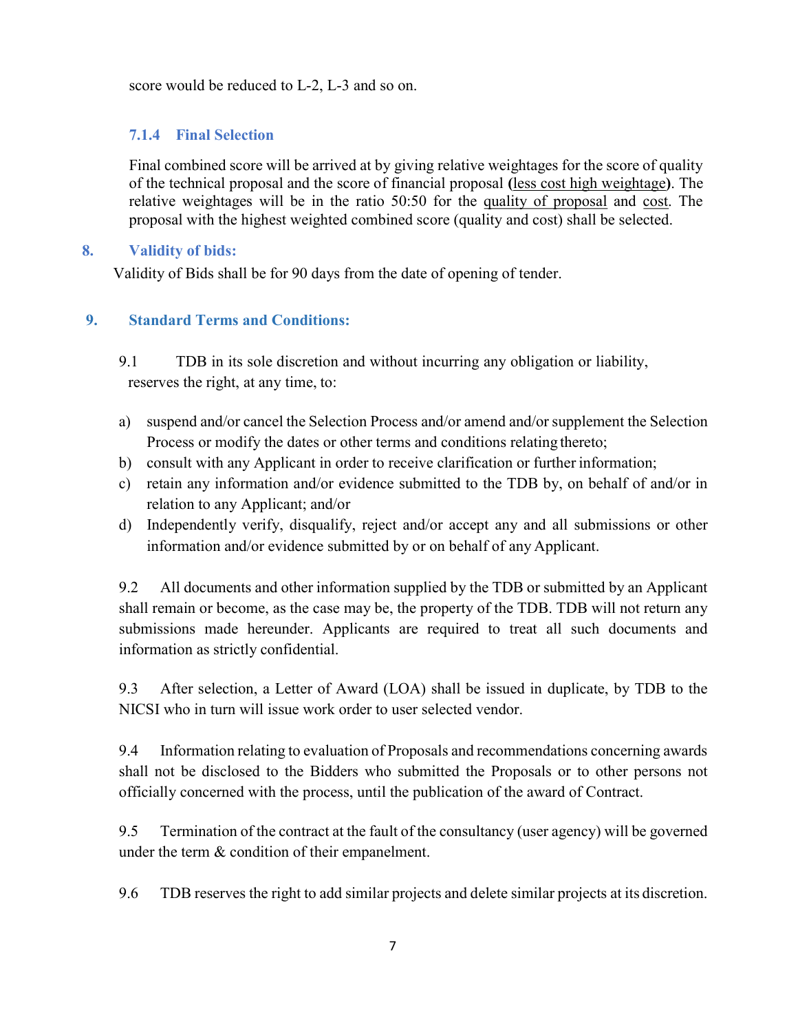score would be reduced to L-2, L-3 and so on.

#### 7.1.4 Final Selection

Final combined score will be arrived at by giving relative weightages for the score of quality of the technical proposal and the score of financial proposal **(**less cost high weightage**)**. The relative weightages will be in the ratio 50:50 for the quality of proposal and cost. The proposal with the highest weighted combined score (quality and cost) shall be selected.

## 8. Validity of bids:

Validity of Bids shall be for 90 days from the date of opening of tender.

## 9. Standard Terms and Conditions:

9.1 TDB in its sole discretion and without incurring any obligation or liability, reserves the right, at any time, to:

a) suspend and/or cancel the Selection Process and/or amend and/or supplement the Selection Process or modify the dates or other terms and conditions relating thereto;
b) consult with any Applicant in order to receive clarification or further information;
c) retain any information and/or evidence submitted to the TDB by, on behalf of and/or in relation to any Applicant; and/or
d) Independently verify, disqualify, reject and/or accept any and all submissions or other information and/or evidence submitted by or on behalf of any Applicant.

9.2 All documents and other information supplied by the TDB or submitted by an Applicant shall remain or become, as the case may be, the property of the TDB. TDB will not return any submissions made hereunder. Applicants are required to treat all such documents and information as strictly confidential.

9.3 After selection, a Letter of Award (LOA) shall be issued in duplicate, by TDB to the NICSI who in turn will issue work order to user selected vendor.

9.4 Information relating to evaluation of Proposals and recommendations concerning awards shall not be disclosed to the Bidders who submitted the Proposals or to other persons not officially concerned with the process, until the publication of the award of Contract.

9.5 Termination of the contract at the fault of the consultancy (user agency) will be governed under the term & condition of their empanelment.

9.6 TDB reserves the right to add similar projects and delete similar projects at its discretion.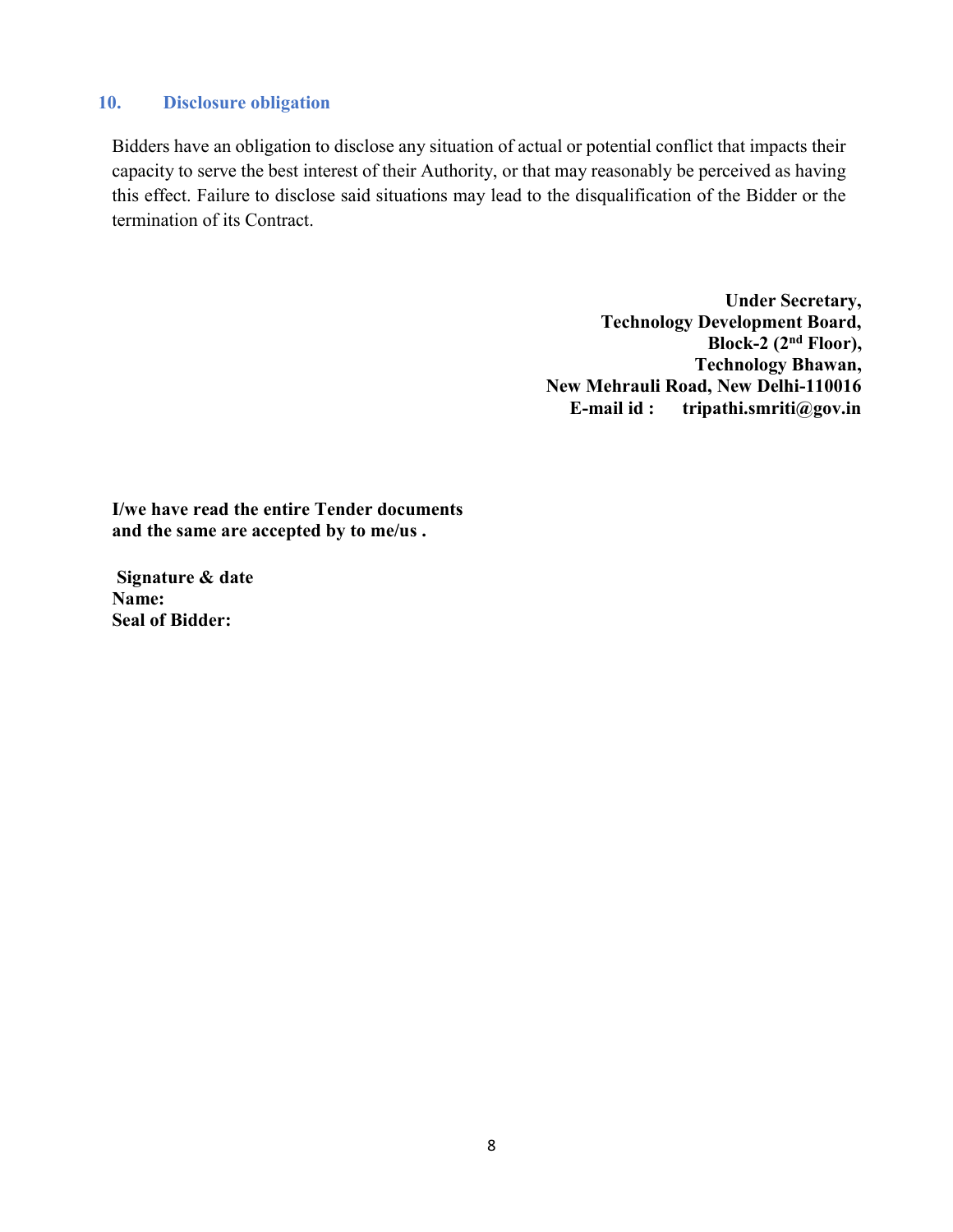## 10. Disclosure obligation

Bidders have an obligation to disclose any situation of actual or potential conflict that impacts their capacity to serve the best interest of their Authority, or that may reasonably be perceived as having this effect. Failure to disclose said situations may lead to the disqualification of the Bidder or the termination of its Contract.

**Under Secretary,**
**Technology Development Board,**
**Block-2 (2nd Floor),**
**Technology Bhawan,**
**New Mehrauli Road, New Delhi-110016**
**E-mail id : tripathi.smriti@gov.in**

**I/we have read the entire Tender documents and the same are accepted by to me/us .**

**Signature & date**
**Name:**
**Seal of Bidder:**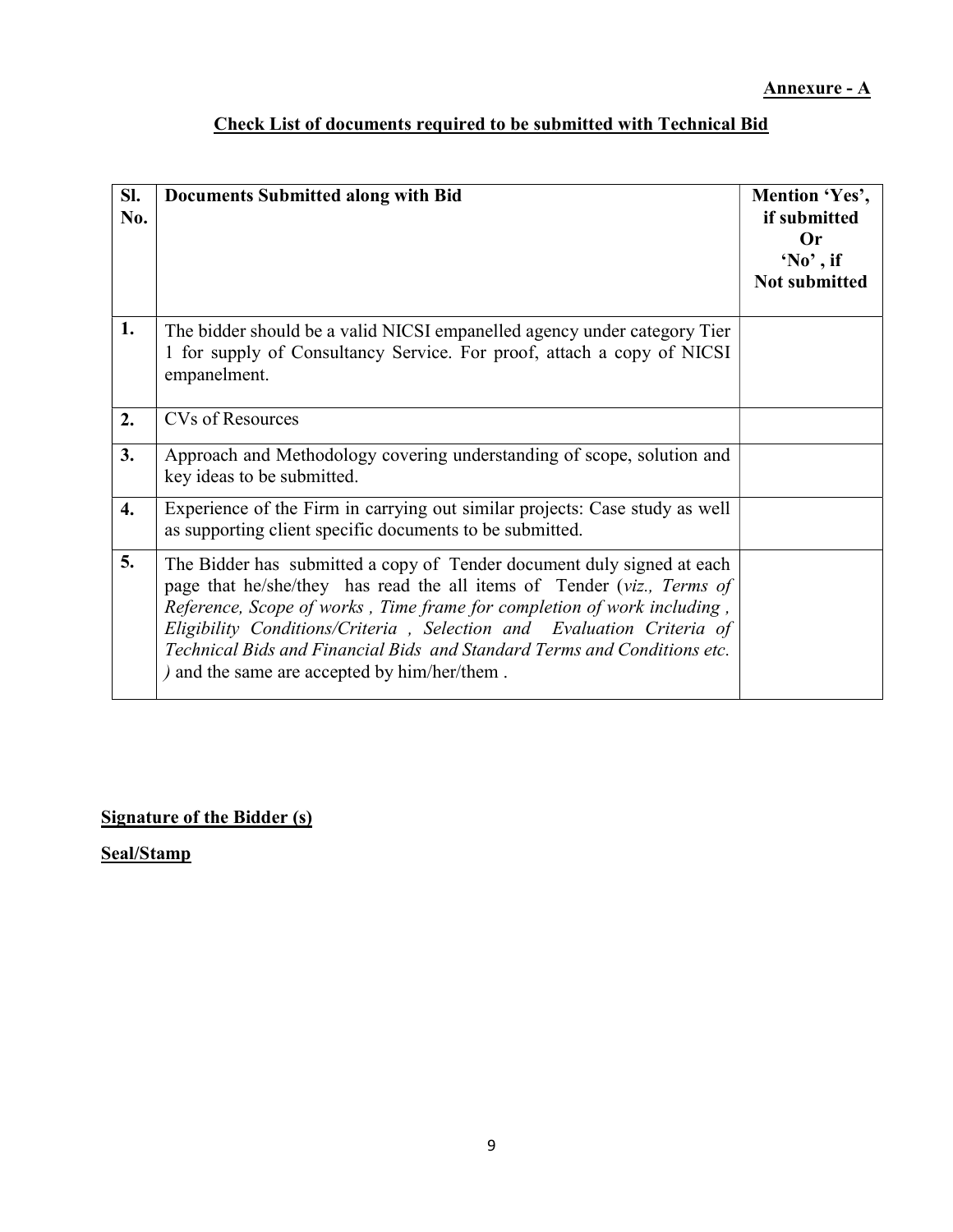**Annexure - A**

## Check List of documents required to be submitted with Technical Bid

| Sl. No. | Documents Submitted along with Bid | Mention 'Yes', if submitted Or 'No' , if Not submitted |
|---|---|---|
| 1. | The bidder should be a valid NICSI empanelled agency under category Tier 1 for supply of Consultancy Service. For proof, attach a copy of NICSI empanelment. | |
| 2. | CVs of Resources | |
| 3. | Approach and Methodology covering understanding of scope, solution and key ideas to be submitted. | |
| 4. | Experience of the Firm in carrying out similar projects: Case study as well as supporting client specific documents to be submitted. | |
| 5. | The Bidder has submitted a copy of Tender document duly signed at each page that he/she/they has read the all items of Tender (*viz., Terms of Reference, Scope of works , Time frame for completion of work including , Eligibility Conditions/Criteria , Selection and Evaluation Criteria of Technical Bids and Financial Bids and Standard Terms and Conditions etc. )* and the same are accepted by him/her/them . | |

**Signature of the Bidder (s)**

**Seal/Stamp**